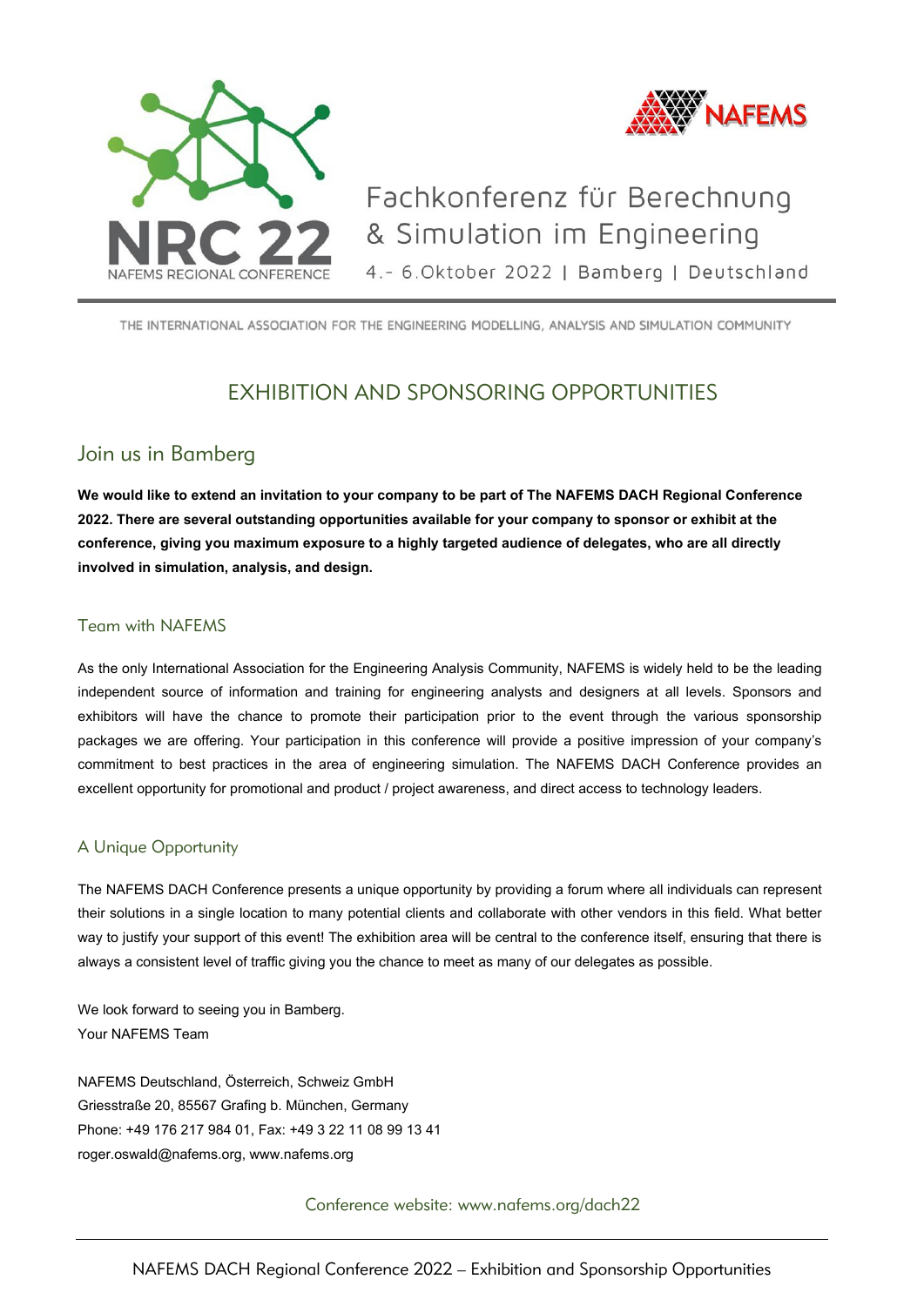NRC 22

NAFEMS REGIONAL CONFERENCE

NAFEMS

Fachkonferenz für Berechnung & Simulation im Engineering

4.- 6.Oktober 2022 | Bamberg | Deutschland

THE INTERNATIONAL ASSOCIATION FOR THE ENGINEERING MODELLING, ANALYSIS AND SIMULATION COMMUNITY

# EXHIBITION AND SPONSORING OPPORTUNITIES

## Join us in Bamberg

**We would like to extend an invitation to your company to be part of The NAFEMS DACH Regional Conference 2022. There are several outstanding opportunities available for your company to sponsor or exhibit at the conference, giving you maximum exposure to a highly targeted audience of delegates, who are all directly involved in simulation, analysis, and design.**

### Team with NAFEMS

As the only International Association for the Engineering Analysis Community, NAFEMS is widely held to be the leading independent source of information and training for engineering analysts and designers at all levels. Sponsors and exhibitors will have the chance to promote their participation prior to the event through the various sponsorship packages we are offering. Your participation in this conference will provide a positive impression of your company's commitment to best practices in the area of engineering simulation. The NAFEMS DACH Conference provides an excellent opportunity for promotional and product / project awareness, and direct access to technology leaders.

### A Unique Opportunity

The NAFEMS DACH Conference presents a unique opportunity by providing a forum where all individuals can represent their solutions in a single location to many potential clients and collaborate with other vendors in this field. What better way to justify your support of this event! The exhibition area will be central to the conference itself, ensuring that there is always a consistent level of traffic giving you the chance to meet as many of our delegates as possible.

We look forward to seeing you in Bamberg.
Your NAFEMS Team

NAFEMS Deutschland, Österreich, Schweiz GmbH
Griesstraße 20, 85567 Grafing b. München, Germany
Phone: +49 176 217 984 01, Fax: +49 3 22 11 08 99 13 41
roger.oswald@nafems.org, www.nafems.org

Conference website: www.nafems.org/dach22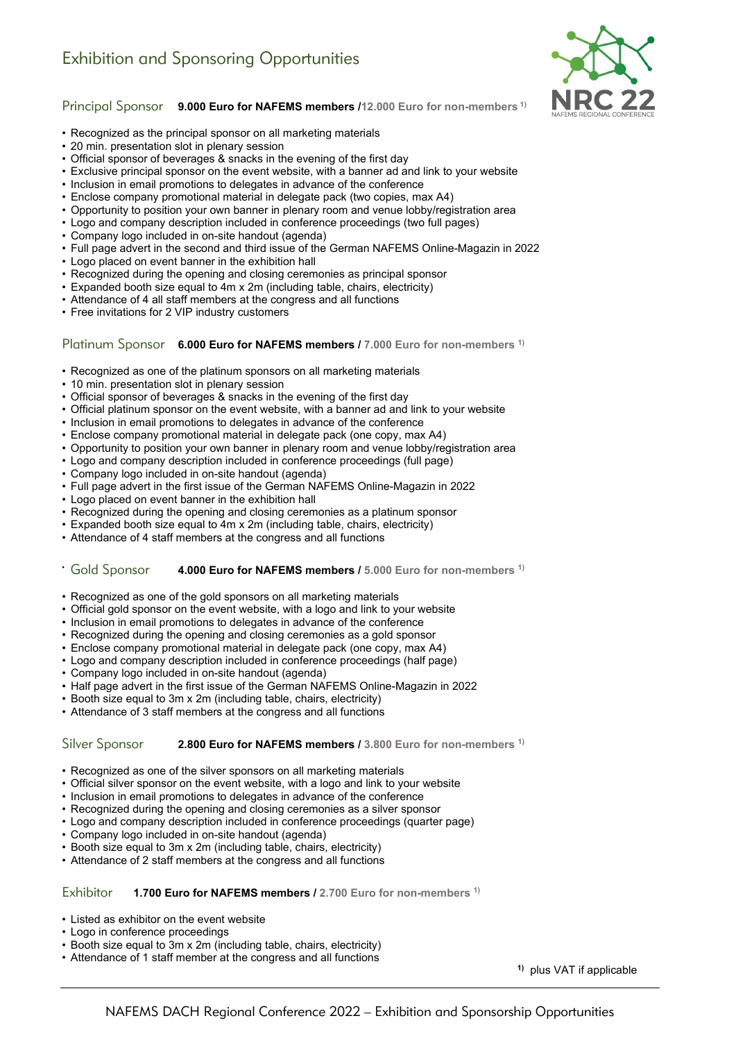# Exhibition and Sponsoring Opportunities

## Principal Sponsor **9.000 Euro for NAFEMS members /12.000 Euro for non-members [1)]**

- Recognized as the principal sponsor on all marketing materials
- 20 min. presentation slot in plenary session
- Official sponsor of beverages & snacks in the evening of the first day
- Exclusive principal sponsor on the event website, with a banner ad and link to your website
- Inclusion in email promotions to delegates in advance of the conference
- Enclose company promotional material in delegate pack (two copies, max A4)
- Opportunity to position your own banner in plenary room and venue lobby/registration area
- Logo and company description included in conference proceedings (two full pages)
- Company logo included in on-site handout (agenda)
- Full page advert in the second and third issue of the German NAFEMS Online-Magazin in 2022
- Logo placed on event banner in the exhibition hall
- Recognized during the opening and closing ceremonies as principal sponsor
- Expanded booth size equal to 4m x 2m (including table, chairs, electricity)
- Attendance of 4 all staff members at the congress and all functions
- Free invitations for 2 VIP industry customers

## Platinum Sponsor **6.000 Euro for NAFEMS members / 7.000 Euro for non-members [1)]**

- Recognized as one of the platinum sponsors on all marketing materials
- 10 min. presentation slot in plenary session
- Official sponsor of beverages & snacks in the evening of the first day
- Official platinum sponsor on the event website, with a banner ad and link to your website
- Inclusion in email promotions to delegates in advance of the conference
- Enclose company promotional material in delegate pack (one copy, max A4)
- Opportunity to position your own banner in plenary room and venue lobby/registration area
- Logo and company description included in conference proceedings (full page)
- Company logo included in on-site handout (agenda)
- Full page advert in the first issue of the German NAFEMS Online-Magazin in 2022
- Logo placed on event banner in the exhibition hall
- Recognized during the opening and closing ceremonies as a platinum sponsor
- Expanded booth size equal to 4m x 2m (including table, chairs, electricity)
- Attendance of 4 staff members at the congress and all functions

## Gold Sponsor **4.000 Euro for NAFEMS members / 5.000 Euro for non-members [1)]**

- Recognized as one of the gold sponsors on all marketing materials
- Official gold sponsor on the event website, with a logo and link to your website
- Inclusion in email promotions to delegates in advance of the conference
- Recognized during the opening and closing ceremonies as a gold sponsor
- Enclose company promotional material in delegate pack (one copy, max A4)
- Logo and company description included in conference proceedings (half page)
- Company logo included in on-site handout (agenda)
- Half page advert in the first issue of the German NAFEMS Online-Magazin in 2022
- Booth size equal to 3m x 2m (including table, chairs, electricity)
- Attendance of 3 staff members at the congress and all functions

## Silver Sponsor **2.800 Euro for NAFEMS members / 3.800 Euro for non-members [1)]**

- Recognized as one of the silver sponsors on all marketing materials
- Official silver sponsor on the event website, with a logo and link to your website
- Inclusion in email promotions to delegates in advance of the conference
- Recognized during the opening and closing ceremonies as a silver sponsor
- Logo and company description included in conference proceedings (quarter page)
- Company logo included in on-site handout (agenda)
- Booth size equal to 3m x 2m (including table, chairs, electricity)
- Attendance of 2 staff members at the congress and all functions

## Exhibitor **1.700 Euro for NAFEMS members / 2.700 Euro for non-members [1)]**

- Listed as exhibitor on the event website
- Logo in conference proceedings
- Booth size equal to 3m x 2m (including table, chairs, electricity)
- Attendance of 1 staff member at the congress and all functions

[1)] plus VAT if applicable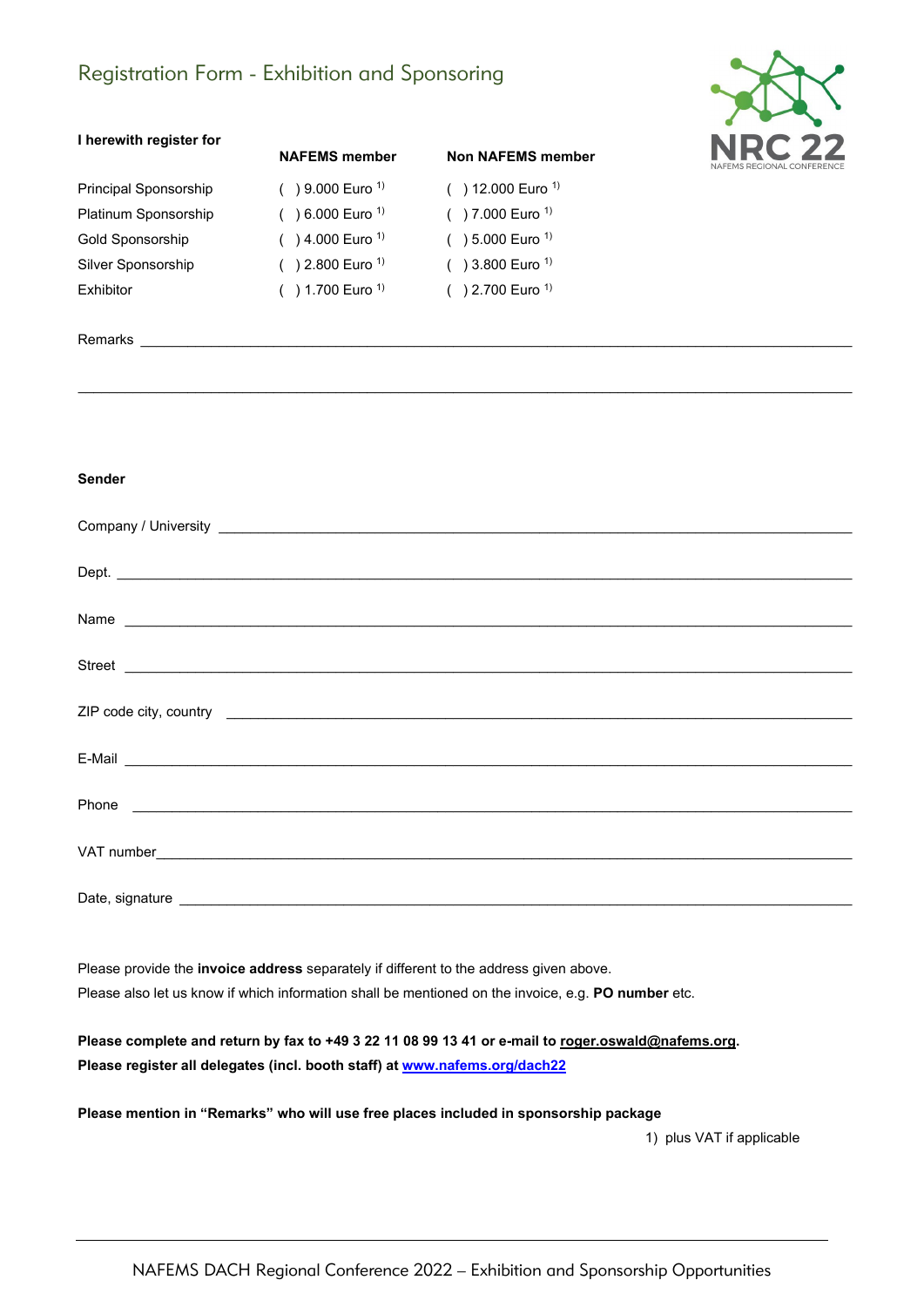# Registration Form - Exhibition and Sponsoring

**I herewith register for**

| | NAFEMS member | Non NAFEMS member |
|---|---|---|
| Principal Sponsorship | ( ) 9.000 Euro [1)] | ( ) 12.000 Euro [1)] |
| Platinum Sponsorship | ( ) 6.000 Euro [1)] | ( ) 7.000 Euro [1)] |
| Gold Sponsorship | ( ) 4.000 Euro [1)] | ( ) 5.000 Euro [1)] |
| Silver Sponsorship | ( ) 2.800 Euro [1)] | ( ) 3.800 Euro [1)] |
| Exhibitor | ( ) 1.700 Euro [1)] | ( ) 2.700 Euro [1)] |

Remarks ______________________________________________________________________________

______________________________________________________________________________________

**Sender**

Company / University ____________________________________________________________________

Dept. _______________________________________________________________________________

Name _______________________________________________________________________________

Street _______________________________________________________________________________

ZIP code city, country ____________________________________________________________________

E-Mail _______________________________________________________________________________

Phone _______________________________________________________________________________

VAT number___________________________________________________________________________

Date, signature _______________________________________________________________________

Please provide the **invoice address** separately if different to the address given above.
Please also let us know if which information shall be mentioned on the invoice, e.g. **PO number** etc.

**Please complete and return by fax to +49 3 22 11 08 99 13 41 or e-mail to roger.oswald@nafems.org.**
**Please register all delegates (incl. booth staff) at www.nafems.org/dach22**

**Please mention in "Remarks" who will use free places included in sponsorship package**

1) plus VAT if applicable